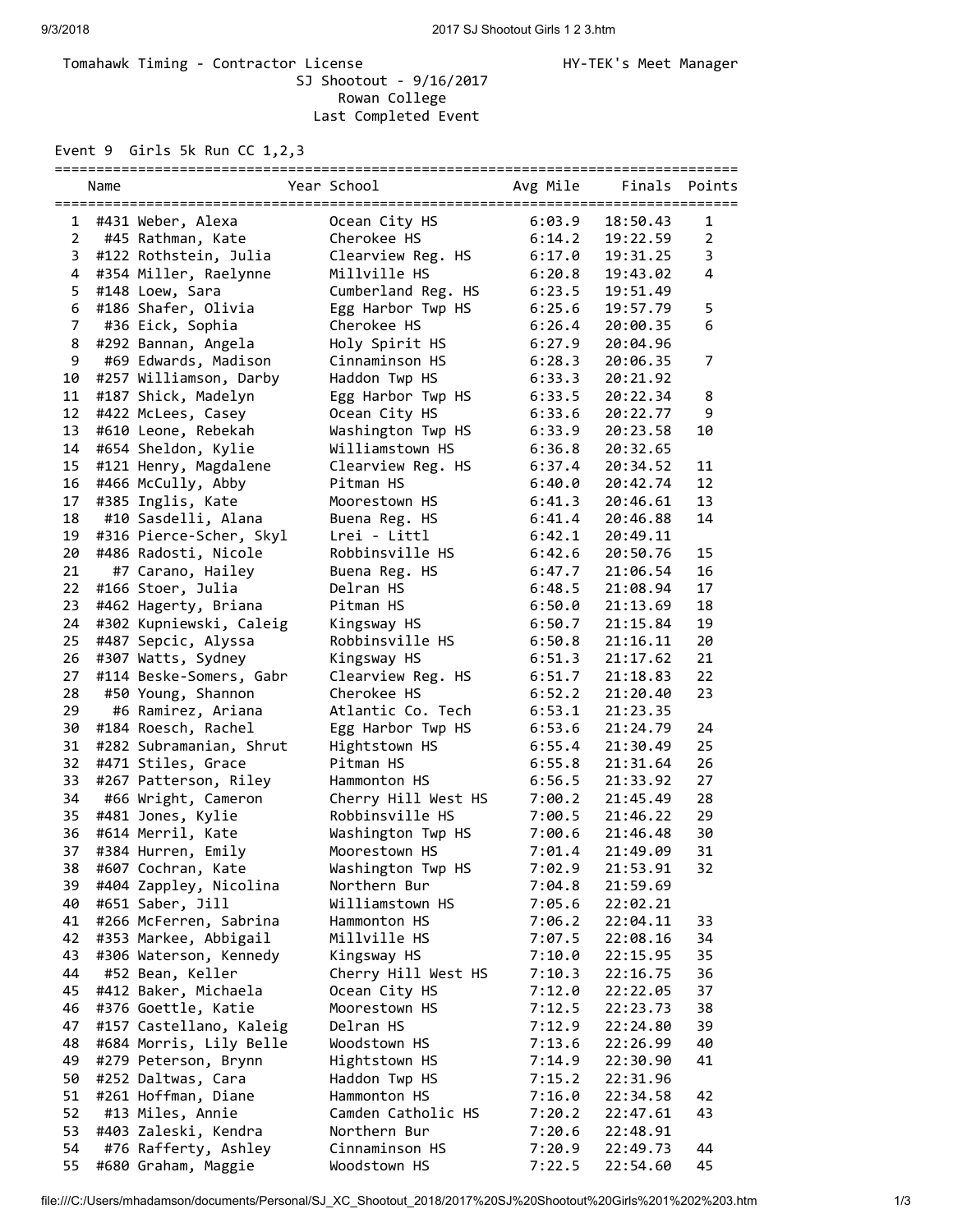Tomahawk Timing - Contractor License HY-TEK's Meet Manager

SJ Shootout - 9/16/2017
Rowan College
Last Completed Event

Event 9 Girls 5k Run CC 1,2,3

| | Name | Year | School | Avg Mile | Finals | Points |
|---|---|---|---|---|---|---|
| 1 | #431 Weber, Alexa | | Ocean City HS | 6:03.9 | 18:50.43 | 1 |
| 2 | #45 Rathman, Kate | | Cherokee HS | 6:14.2 | 19:22.59 | 2 |
| 3 | #122 Rothstein, Julia | | Clearview Reg. HS | 6:17.0 | 19:31.25 | 3 |
| 4 | #354 Miller, Raelynne | | Millville HS | 6:20.8 | 19:43.02 | 4 |
| 5 | #148 Loew, Sara | | Cumberland Reg. HS | 6:23.5 | 19:51.49 | |
| 6 | #186 Shafer, Olivia | | Egg Harbor Twp HS | 6:25.6 | 19:57.79 | 5 |
| 7 | #36 Eick, Sophia | | Cherokee HS | 6:26.4 | 20:00.35 | 6 |
| 8 | #292 Bannan, Angela | | Holy Spirit HS | 6:27.9 | 20:04.96 | |
| 9 | #69 Edwards, Madison | | Cinnaminson HS | 6:28.3 | 20:06.35 | 7 |
| 10 | #257 Williamson, Darby | | Haddon Twp HS | 6:33.3 | 20:21.92 | |
| 11 | #187 Shick, Madelyn | | Egg Harbor Twp HS | 6:33.5 | 20:22.34 | 8 |
| 12 | #422 McLees, Casey | | Ocean City HS | 6:33.6 | 20:22.77 | 9 |
| 13 | #610 Leone, Rebekah | | Washington Twp HS | 6:33.9 | 20:23.58 | 10 |
| 14 | #654 Sheldon, Kylie | | Williamstown HS | 6:36.8 | 20:32.65 | |
| 15 | #121 Henry, Magdalene | | Clearview Reg. HS | 6:37.4 | 20:34.52 | 11 |
| 16 | #466 McCully, Abby | | Pitman HS | 6:40.0 | 20:42.74 | 12 |
| 17 | #385 Inglis, Kate | | Moorestown HS | 6:41.3 | 20:46.61 | 13 |
| 18 | #10 Sasdelli, Alana | | Buena Reg. HS | 6:41.4 | 20:46.88 | 14 |
| 19 | #316 Pierce-Scher, Skyl | | Lrei - Littl | 6:42.1 | 20:49.11 | |
| 20 | #486 Radosti, Nicole | | Robbinsville HS | 6:42.6 | 20:50.76 | 15 |
| 21 | #7 Carano, Hailey | | Buena Reg. HS | 6:47.7 | 21:06.54 | 16 |
| 22 | #166 Stoer, Julia | | Delran HS | 6:48.5 | 21:08.94 | 17 |
| 23 | #462 Hagerty, Briana | | Pitman HS | 6:50.0 | 21:13.69 | 18 |
| 24 | #302 Kupniewski, Caleig | | Kingsway HS | 6:50.7 | 21:15.84 | 19 |
| 25 | #487 Sepcic, Alyssa | | Robbinsville HS | 6:50.8 | 21:16.11 | 20 |
| 26 | #307 Watts, Sydney | | Kingsway HS | 6:51.3 | 21:17.62 | 21 |
| 27 | #114 Beske-Somers, Gabr | | Clearview Reg. HS | 6:51.7 | 21:18.83 | 22 |
| 28 | #50 Young, Shannon | | Cherokee HS | 6:52.2 | 21:20.40 | 23 |
| 29 | #6 Ramirez, Ariana | | Atlantic Co. Tech | 6:53.1 | 21:23.35 | |
| 30 | #184 Roesch, Rachel | | Egg Harbor Twp HS | 6:53.6 | 21:24.79 | 24 |
| 31 | #282 Subramanian, Shrut | | Hightstown HS | 6:55.4 | 21:30.49 | 25 |
| 32 | #471 Stiles, Grace | | Pitman HS | 6:55.8 | 21:31.64 | 26 |
| 33 | #267 Patterson, Riley | | Hammonton HS | 6:56.5 | 21:33.92 | 27 |
| 34 | #66 Wright, Cameron | | Cherry Hill West HS | 7:00.2 | 21:45.49 | 28 |
| 35 | #481 Jones, Kylie | | Robbinsville HS | 7:00.5 | 21:46.22 | 29 |
| 36 | #614 Merril, Kate | | Washington Twp HS | 7:00.6 | 21:46.48 | 30 |
| 37 | #384 Hurren, Emily | | Moorestown HS | 7:01.4 | 21:49.09 | 31 |
| 38 | #607 Cochran, Kate | | Washington Twp HS | 7:02.9 | 21:53.91 | 32 |
| 39 | #404 Zappley, Nicolina | | Northern Bur | 7:04.8 | 21:59.69 | |
| 40 | #651 Saber, Jill | | Williamstown HS | 7:05.6 | 22:02.21 | |
| 41 | #266 McFerren, Sabrina | | Hammonton HS | 7:06.2 | 22:04.11 | 33 |
| 42 | #353 Markee, Abbigail | | Millville HS | 7:07.5 | 22:08.16 | 34 |
| 43 | #306 Waterson, Kennedy | | Kingsway HS | 7:10.0 | 22:15.95 | 35 |
| 44 | #52 Bean, Keller | | Cherry Hill West HS | 7:10.3 | 22:16.75 | 36 |
| 45 | #412 Baker, Michaela | | Ocean City HS | 7:12.0 | 22:22.05 | 37 |
| 46 | #376 Goettle, Katie | | Moorestown HS | 7:12.5 | 22:23.73 | 38 |
| 47 | #157 Castellano, Kaleig | | Delran HS | 7:12.9 | 22:24.80 | 39 |
| 48 | #684 Morris, Lily Belle | | Woodstown HS | 7:13.6 | 22:26.99 | 40 |
| 49 | #279 Peterson, Brynn | | Hightstown HS | 7:14.9 | 22:30.90 | 41 |
| 50 | #252 Daltwas, Cara | | Haddon Twp HS | 7:15.2 | 22:31.96 | |
| 51 | #261 Hoffman, Diane | | Hammonton HS | 7:16.0 | 22:34.58 | 42 |
| 52 | #13 Miles, Annie | | Camden Catholic HS | 7:20.2 | 22:47.61 | 43 |
| 53 | #403 Zaleski, Kendra | | Northern Bur | 7:20.6 | 22:48.91 | |
| 54 | #76 Rafferty, Ashley | | Cinnaminson HS | 7:20.9 | 22:49.73 | 44 |
| 55 | #680 Graham, Maggie | | Woodstown HS | 7:22.5 | 22:54.60 | 45 |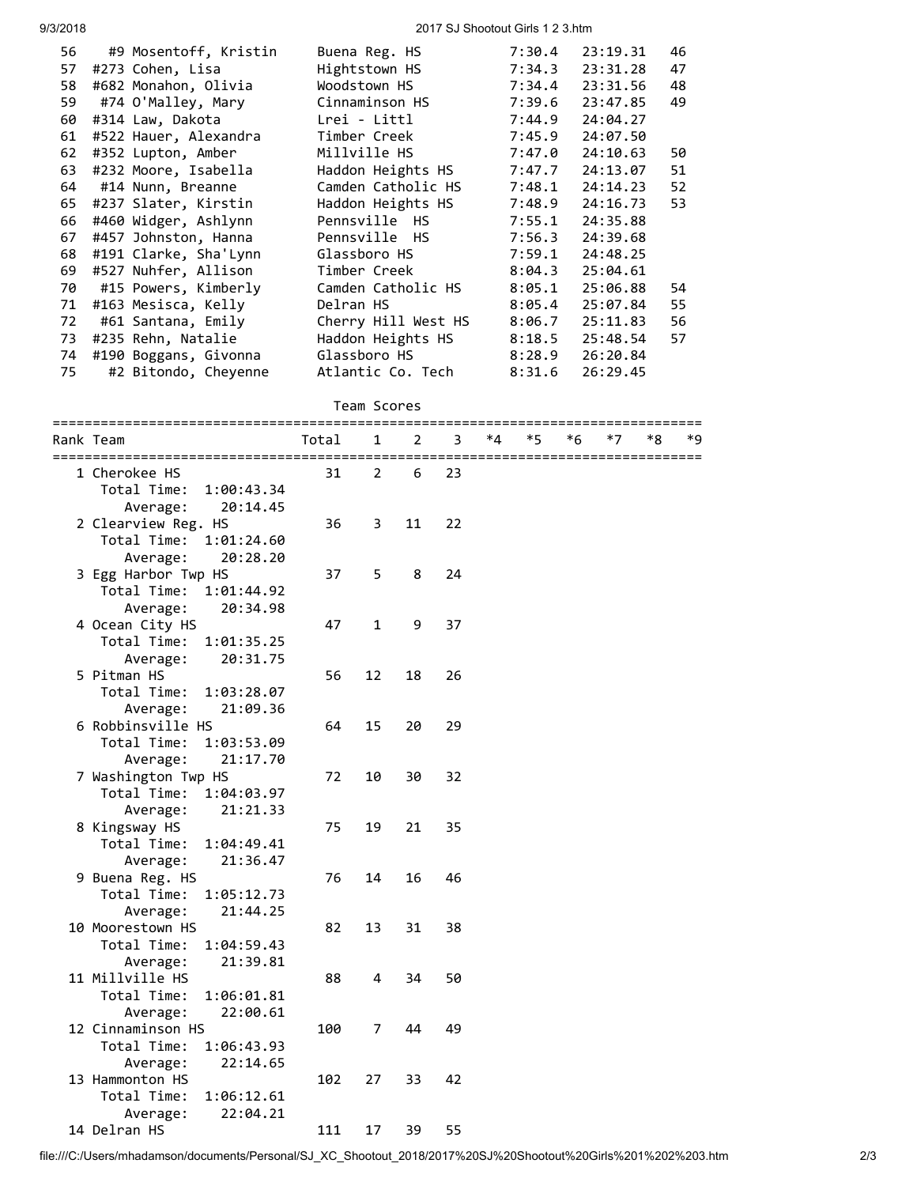| Place | Name | School | Pace | Time | Score |
|---|---|---|---|---|---|
| 56 | #9 Mosentoff, Kristin | Buena Reg. HS | 7:30.4 | 23:19.31 | 46 |
| 57 | #273 Cohen, Lisa | Hightstown HS | 7:34.3 | 23:31.28 | 47 |
| 58 | #682 Monahon, Olivia | Woodstown HS | 7:34.4 | 23:31.56 | 48 |
| 59 | #74 O'Malley, Mary | Cinnaminson HS | 7:39.6 | 23:47.85 | 49 |
| 60 | #314 Law, Dakota | Lrei - Littl | 7:44.9 | 24:04.27 | |
| 61 | #522 Hauer, Alexandra | Timber Creek | 7:45.9 | 24:07.50 | |
| 62 | #352 Lupton, Amber | Millville HS | 7:47.0 | 24:10.63 | 50 |
| 63 | #232 Moore, Isabella | Haddon Heights HS | 7:47.7 | 24:13.07 | 51 |
| 64 | #14 Nunn, Breanne | Camden Catholic HS | 7:48.1 | 24:14.23 | 52 |
| 65 | #237 Slater, Kirstin | Haddon Heights HS | 7:48.9 | 24:16.73 | 53 |
| 66 | #460 Widger, Ashlynn | Pennsville HS | 7:55.1 | 24:35.88 | |
| 67 | #457 Johnston, Hanna | Pennsville HS | 7:56.3 | 24:39.68 | |
| 68 | #191 Clarke, Sha'Lynn | Glassboro HS | 7:59.1 | 24:48.25 | |
| 69 | #527 Nuhfer, Allison | Timber Creek | 8:04.3 | 25:04.61 | |
| 70 | #15 Powers, Kimberly | Camden Catholic HS | 8:05.1 | 25:06.88 | 54 |
| 71 | #163 Mesisca, Kelly | Delran HS | 8:05.4 | 25:07.84 | 55 |
| 72 | #61 Santana, Emily | Cherry Hill West HS | 8:06.7 | 25:11.83 | 56 |
| 73 | #235 Rehn, Natalie | Haddon Heights HS | 8:18.5 | 25:48.54 | 57 |
| 74 | #190 Boggans, Givonna | Glassboro HS | 8:28.9 | 26:20.84 | |
| 75 | #2 Bitondo, Cheyenne | Atlantic Co. Tech | 8:31.6 | 26:29.45 | |

## Team Scores

| Rank | Team | Total | 1 | 2 | 3 | *4 | *5 | *6 | *7 | *8 | *9 |
|---|---|---|---|---|---|---|---|---|---|---|---|
| 1 | Cherokee HS<br>Total Time: 1:00:43.34<br>Average: 20:14.45 | 31 | 2 | 6 | 23 | | | | | | |
| 2 | Clearview Reg. HS<br>Total Time: 1:01:24.60<br>Average: 20:28.20 | 36 | 3 | 11 | 22 | | | | | | |
| 3 | Egg Harbor Twp HS<br>Total Time: 1:01:44.92<br>Average: 20:34.98 | 37 | 5 | 8 | 24 | | | | | | |
| 4 | Ocean City HS<br>Total Time: 1:01:35.25<br>Average: 20:31.75 | 47 | 1 | 9 | 37 | | | | | | |
| 5 | Pitman HS<br>Total Time: 1:03:28.07<br>Average: 21:09.36 | 56 | 12 | 18 | 26 | | | | | | |
| 6 | Robbinsville HS<br>Total Time: 1:03:53.09<br>Average: 21:17.70 | 64 | 15 | 20 | 29 | | | | | | |
| 7 | Washington Twp HS<br>Total Time: 1:04:03.97<br>Average: 21:21.33 | 72 | 10 | 30 | 32 | | | | | | |
| 8 | Kingsway HS<br>Total Time: 1:04:49.41<br>Average: 21:36.47 | 75 | 19 | 21 | 35 | | | | | | |
| 9 | Buena Reg. HS<br>Total Time: 1:05:12.73<br>Average: 21:44.25 | 76 | 14 | 16 | 46 | | | | | | |
| 10 | Moorestown HS<br>Total Time: 1:04:59.43<br>Average: 21:39.81 | 82 | 13 | 31 | 38 | | | | | | |
| 11 | Millville HS<br>Total Time: 1:06:01.81<br>Average: 22:00.61 | 88 | 4 | 34 | 50 | | | | | | |
| 12 | Cinnaminson HS<br>Total Time: 1:06:43.93<br>Average: 22:14.65 | 100 | 7 | 44 | 49 | | | | | | |
| 13 | Hammonton HS<br>Total Time: 1:06:12.61<br>Average: 22:04.21 | 102 | 27 | 33 | 42 | | | | | | |
| 14 | Delran HS | 111 | 17 | 39 | 55 | | | | | | |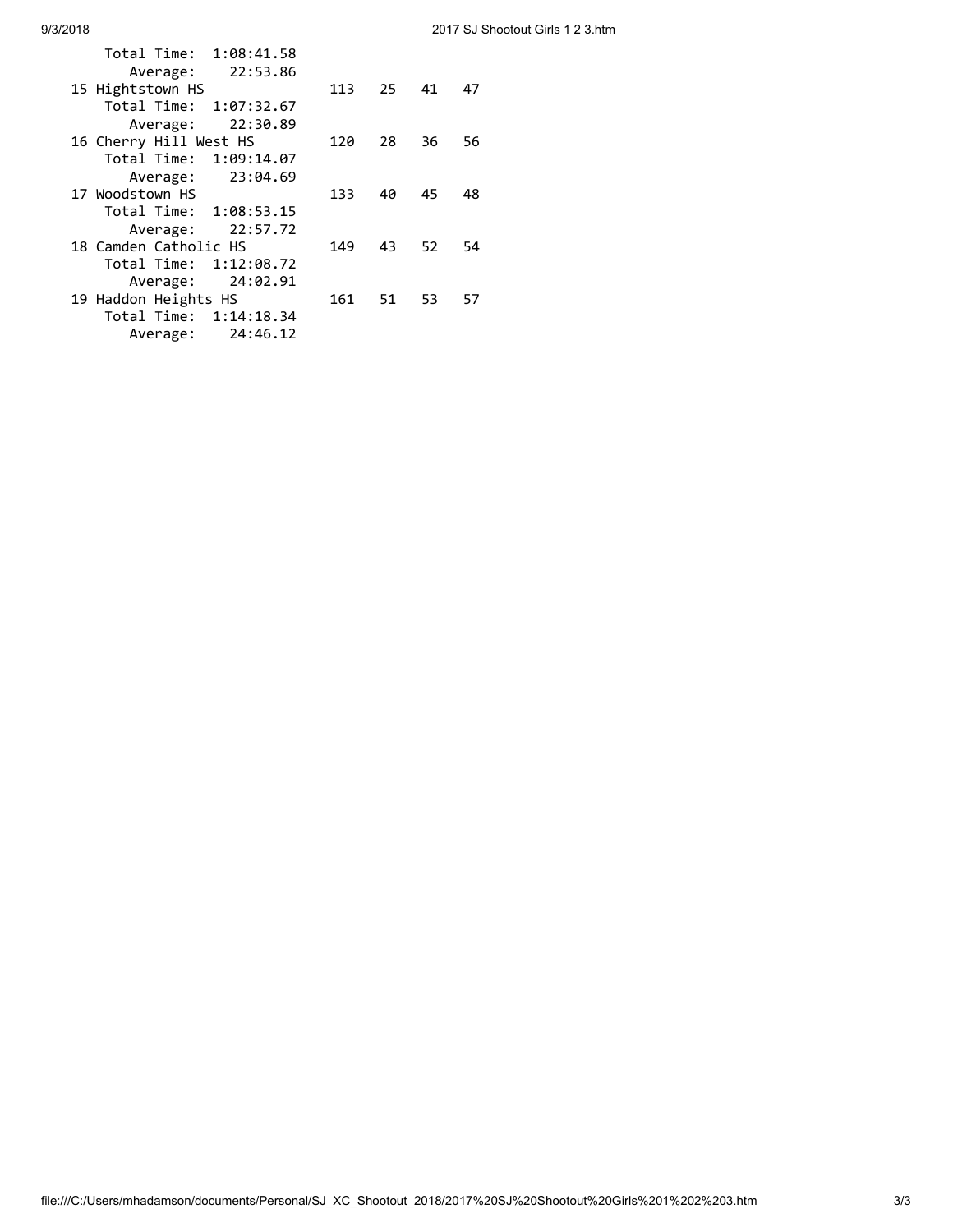```
      Total Time:  1:08:41.58
         Average:    22:53.86
  15 Hightstown HS              113   25   41   47
      Total Time:  1:07:32.67
         Average:    22:30.89
  16 Cherry Hill West HS        120   28   36   56
      Total Time:  1:09:14.07
         Average:    23:04.69
  17 Woodstown HS               133   40   45   48
      Total Time:  1:08:53.15
         Average:    22:57.72
  18 Camden Catholic HS         149   43   52   54
      Total Time:  1:12:08.72
         Average:    24:02.91
  19 Haddon Heights HS          161   51   53   57
      Total Time:  1:14:18.34
         Average:    24:46.12
```